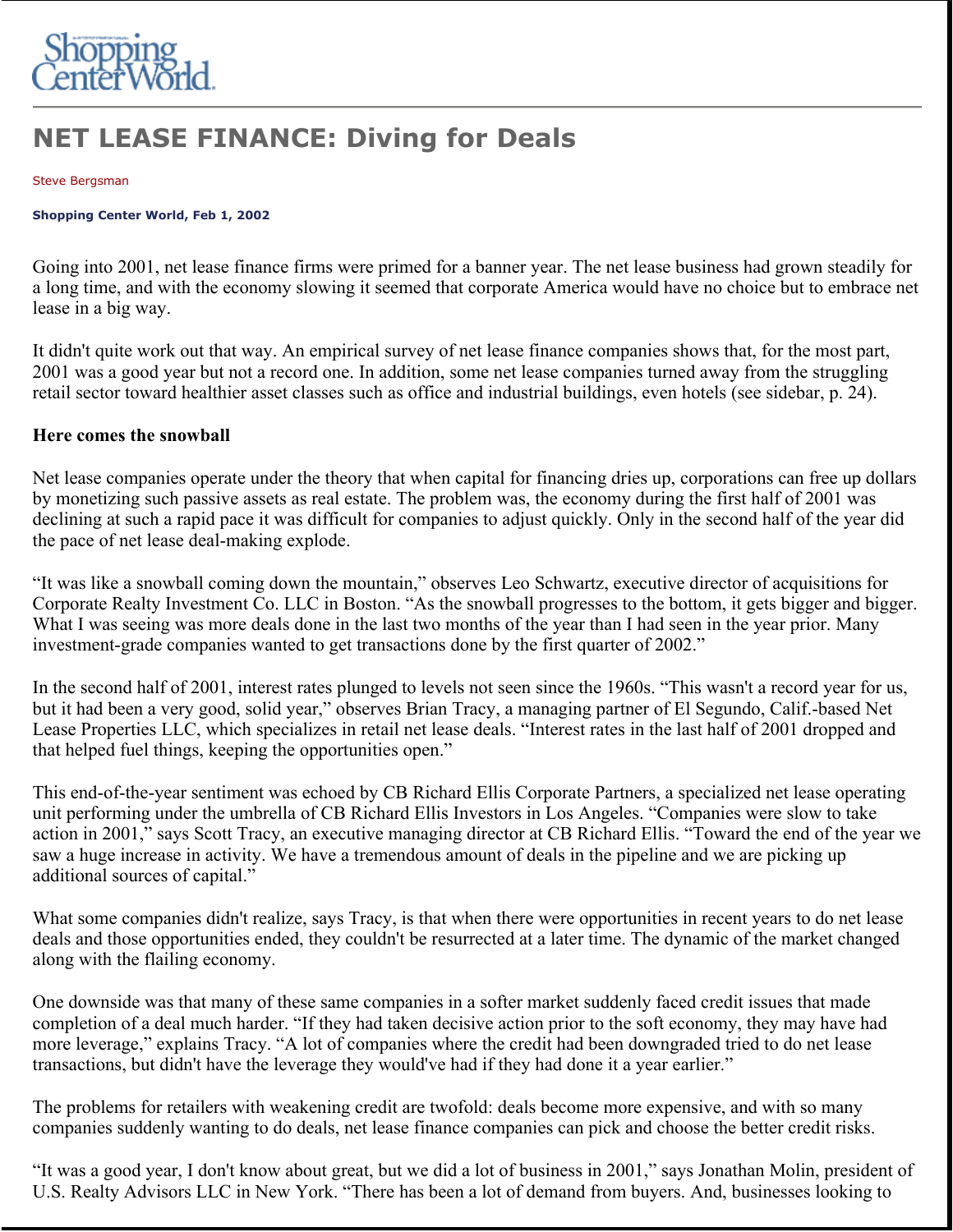Shopping Center World

# NET LEASE FINANCE: Diving for Deals

Steve Bergsman

**Shopping Center World, Feb 1, 2002**

Going into 2001, net lease finance firms were primed for a banner year. The net lease business had grown steadily for a long time, and with the economy slowing it seemed that corporate America would have no choice but to embrace net lease in a big way.

It didn't quite work out that way. An empirical survey of net lease finance companies shows that, for the most part, 2001 was a good year but not a record one. In addition, some net lease companies turned away from the struggling retail sector toward healthier asset classes such as office and industrial buildings, even hotels (see sidebar, p. 24).

**Here comes the snowball**

Net lease companies operate under the theory that when capital for financing dries up, corporations can free up dollars by monetizing such passive assets as real estate. The problem was, the economy during the first half of 2001 was declining at such a rapid pace it was difficult for companies to adjust quickly. Only in the second half of the year did the pace of net lease deal-making explode.

"It was like a snowball coming down the mountain," observes Leo Schwartz, executive director of acquisitions for Corporate Realty Investment Co. LLC in Boston. "As the snowball progresses to the bottom, it gets bigger and bigger. What I was seeing was more deals done in the last two months of the year than I had seen in the year prior. Many investment-grade companies wanted to get transactions done by the first quarter of 2002."

In the second half of 2001, interest rates plunged to levels not seen since the 1960s. "This wasn't a record year for us, but it had been a very good, solid year," observes Brian Tracy, a managing partner of El Segundo, Calif.-based Net Lease Properties LLC, which specializes in retail net lease deals. "Interest rates in the last half of 2001 dropped and that helped fuel things, keeping the opportunities open."

This end-of-the-year sentiment was echoed by CB Richard Ellis Corporate Partners, a specialized net lease operating unit performing under the umbrella of CB Richard Ellis Investors in Los Angeles. "Companies were slow to take action in 2001," says Scott Tracy, an executive managing director at CB Richard Ellis. "Toward the end of the year we saw a huge increase in activity. We have a tremendous amount of deals in the pipeline and we are picking up additional sources of capital."

What some companies didn't realize, says Tracy, is that when there were opportunities in recent years to do net lease deals and those opportunities ended, they couldn't be resurrected at a later time. The dynamic of the market changed along with the flailing economy.

One downside was that many of these same companies in a softer market suddenly faced credit issues that made completion of a deal much harder. "If they had taken decisive action prior to the soft economy, they may have had more leverage," explains Tracy. "A lot of companies where the credit had been downgraded tried to do net lease transactions, but didn't have the leverage they would've had if they had done it a year earlier."

The problems for retailers with weakening credit are twofold: deals become more expensive, and with so many companies suddenly wanting to do deals, net lease finance companies can pick and choose the better credit risks.

"It was a good year, I don't know about great, but we did a lot of business in 2001," says Jonathan Molin, president of U.S. Realty Advisors LLC in New York. "There has been a lot of demand from buyers. And, businesses looking to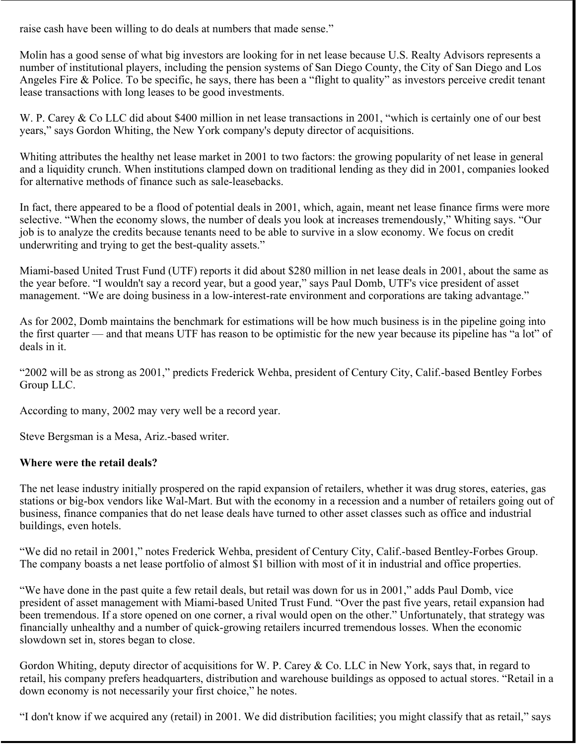raise cash have been willing to do deals at numbers that made sense."

Molin has a good sense of what big investors are looking for in net lease because U.S. Realty Advisors represents a number of institutional players, including the pension systems of San Diego County, the City of San Diego and Los Angeles Fire & Police. To be specific, he says, there has been a "flight to quality" as investors perceive credit tenant lease transactions with long leases to be good investments.

W. P. Carey & Co LLC did about $400 million in net lease transactions in 2001, "which is certainly one of our best years," says Gordon Whiting, the New York company's deputy director of acquisitions.

Whiting attributes the healthy net lease market in 2001 to two factors: the growing popularity of net lease in general and a liquidity crunch. When institutions clamped down on traditional lending as they did in 2001, companies looked for alternative methods of finance such as sale-leasebacks.

In fact, there appeared to be a flood of potential deals in 2001, which, again, meant net lease finance firms were more selective. "When the economy slows, the number of deals you look at increases tremendously," Whiting says. "Our job is to analyze the credits because tenants need to be able to survive in a slow economy. We focus on credit underwriting and trying to get the best-quality assets."

Miami-based United Trust Fund (UTF) reports it did about $280 million in net lease deals in 2001, about the same as the year before. "I wouldn't say a record year, but a good year," says Paul Domb, UTF's vice president of asset management. "We are doing business in a low-interest-rate environment and corporations are taking advantage."

As for 2002, Domb maintains the benchmark for estimations will be how much business is in the pipeline going into the first quarter — and that means UTF has reason to be optimistic for the new year because its pipeline has "a lot" of deals in it.

"2002 will be as strong as 2001," predicts Frederick Wehba, president of Century City, Calif.-based Bentley Forbes Group LLC.

According to many, 2002 may very well be a record year.

Steve Bergsman is a Mesa, Ariz.-based writer.

**Where were the retail deals?**

The net lease industry initially prospered on the rapid expansion of retailers, whether it was drug stores, eateries, gas stations or big-box vendors like Wal-Mart. But with the economy in a recession and a number of retailers going out of business, finance companies that do net lease deals have turned to other asset classes such as office and industrial buildings, even hotels.

"We did no retail in 2001," notes Frederick Wehba, president of Century City, Calif.-based Bentley-Forbes Group. The company boasts a net lease portfolio of almost $1 billion with most of it in industrial and office properties.

"We have done in the past quite a few retail deals, but retail was down for us in 2001," adds Paul Domb, vice president of asset management with Miami-based United Trust Fund. "Over the past five years, retail expansion had been tremendous. If a store opened on one corner, a rival would open on the other." Unfortunately, that strategy was financially unhealthy and a number of quick-growing retailers incurred tremendous losses. When the economic slowdown set in, stores began to close.

Gordon Whiting, deputy director of acquisitions for W. P. Carey & Co. LLC in New York, says that, in regard to retail, his company prefers headquarters, distribution and warehouse buildings as opposed to actual stores. "Retail in a down economy is not necessarily your first choice," he notes.

"I don't know if we acquired any (retail) in 2001. We did distribution facilities; you might classify that as retail," says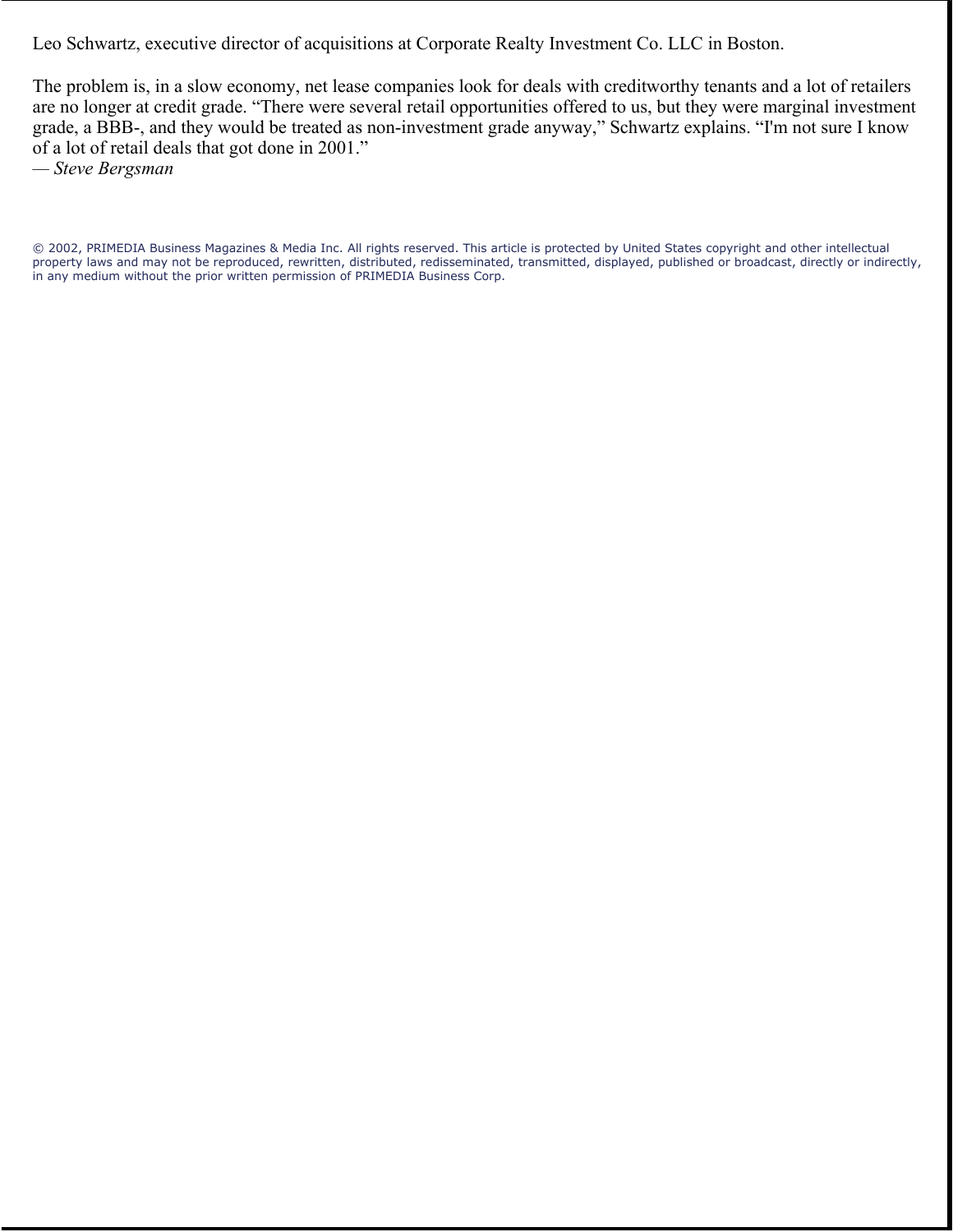Leo Schwartz, executive director of acquisitions at Corporate Realty Investment Co. LLC in Boston.

The problem is, in a slow economy, net lease companies look for deals with creditworthy tenants and a lot of retailers are no longer at credit grade. “There were several retail opportunities offered to us, but they were marginal investment grade, a BBB-, and they would be treated as non-investment grade anyway,” Schwartz explains. “I'm not sure I know of a lot of retail deals that got done in 2001.”
— *Steve Bergsman*

© 2002, PRIMEDIA Business Magazines & Media Inc. All rights reserved. This article is protected by United States copyright and other intellectual property laws and may not be reproduced, rewritten, distributed, redisseminated, transmitted, displayed, published or broadcast, directly or indirectly, in any medium without the prior written permission of PRIMEDIA Business Corp.